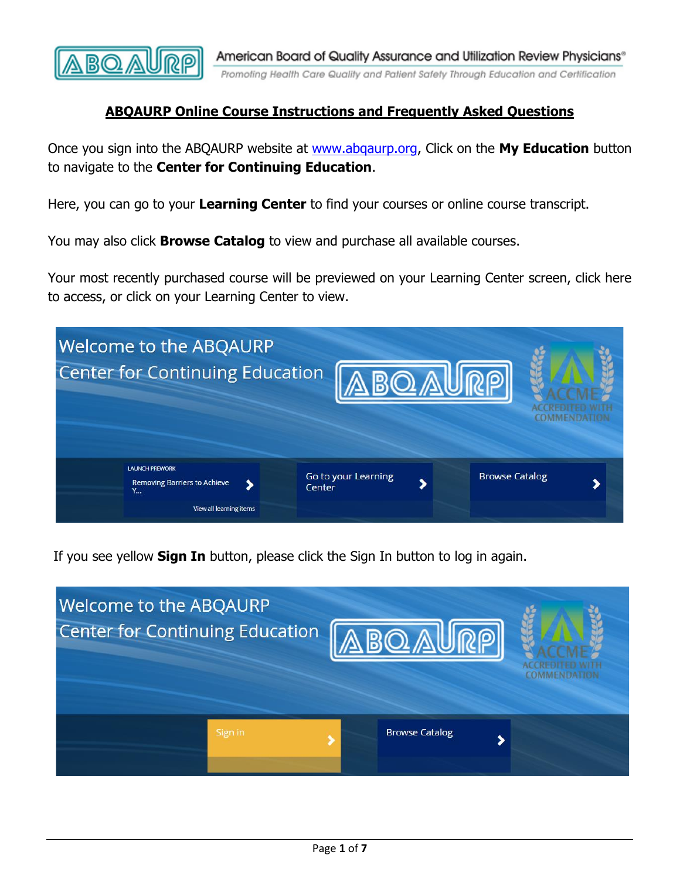## ABQAURP Online Course Instructions and Frequently Asked Questions

Once you sign into the ABQAURP website at [www.abqaurp.org](http://www.abqaurp.org), Click on the **My Education** button to navigate to the **Center for Continuing Education**.

Here, you can go to your **Learning Center** to find your courses or online course transcript.

You may also click **Browse Catalog** to view and purchase all available courses.

Your most recently purchased course will be previewed on your Learning Center screen, click here to access, or click on your Learning Center to view.

If you see yellow **Sign In** button, please click the Sign In button to log in again.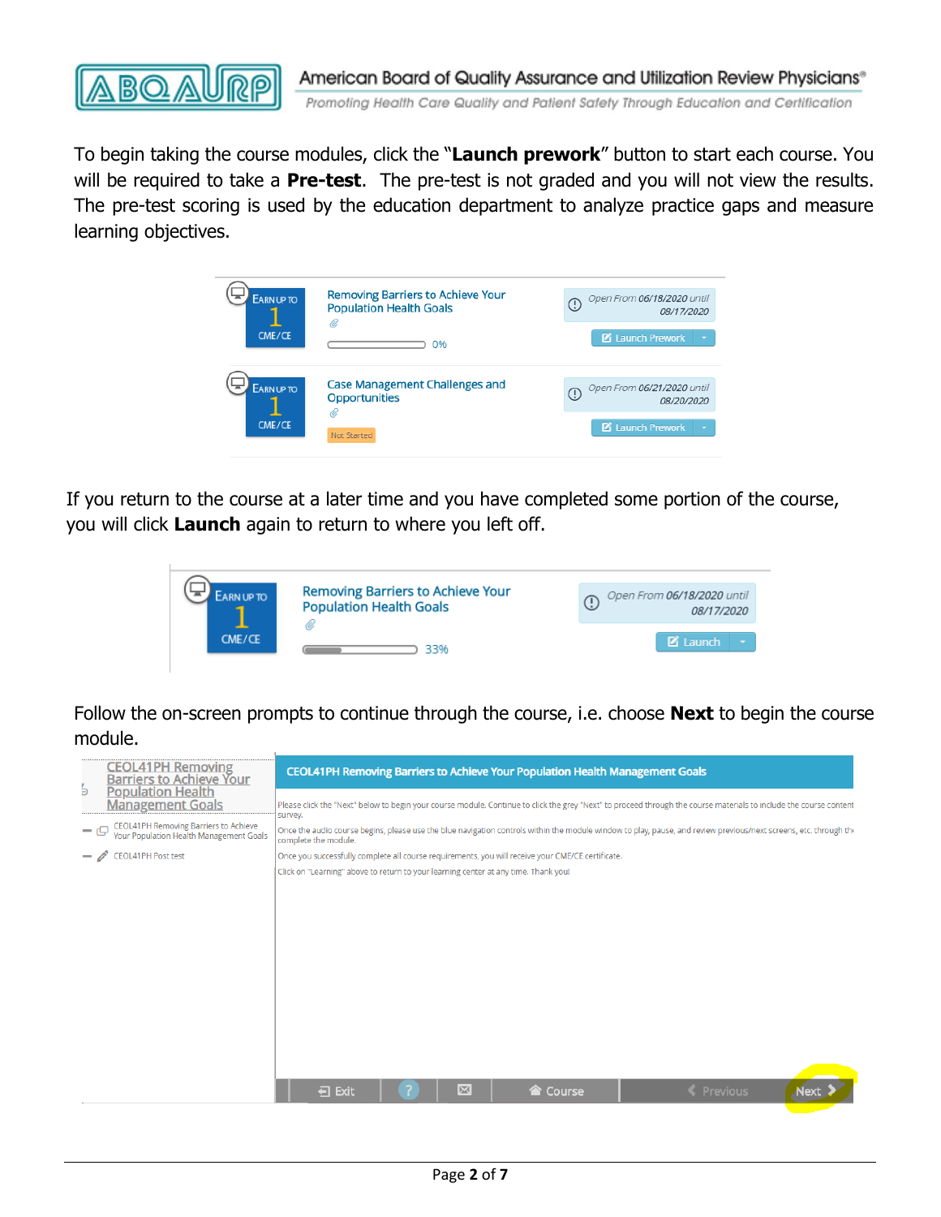To begin taking the course modules, click the "**Launch prework**" button to start each course. You will be required to take a **Pre-test**. The pre-test is not graded and you will not view the results. The pre-test scoring is used by the education department to analyze practice gaps and measure learning objectives.

If you return to the course at a later time and you have completed some portion of the course, you will click **Launch** again to return to where you left off.

Follow the on-screen prompts to continue through the course, i.e. choose **Next** to begin the course module.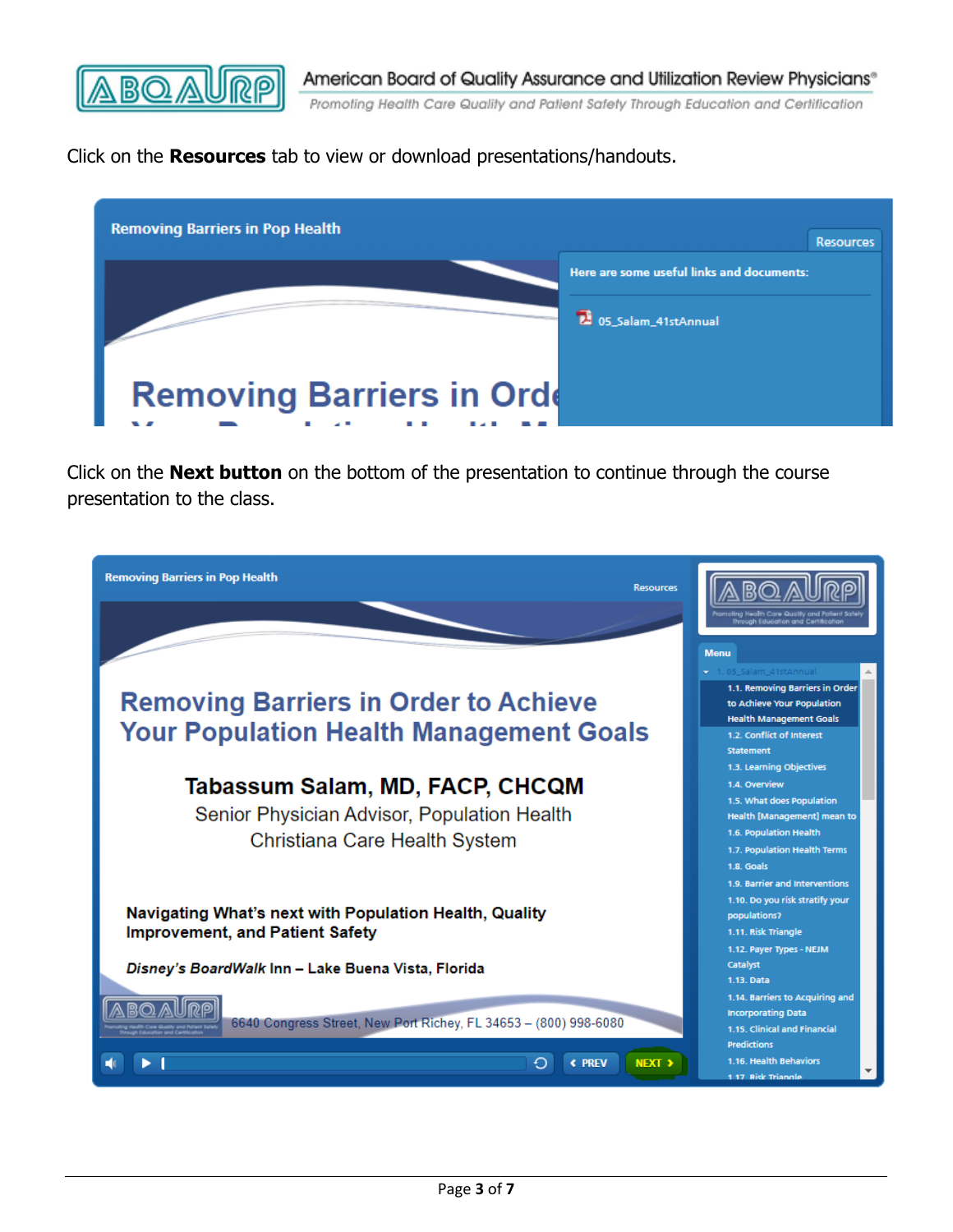Click on the **Resources** tab to view or download presentations/handouts.

Click on the **Next button** on the bottom of the presentation to continue through the course presentation to the class.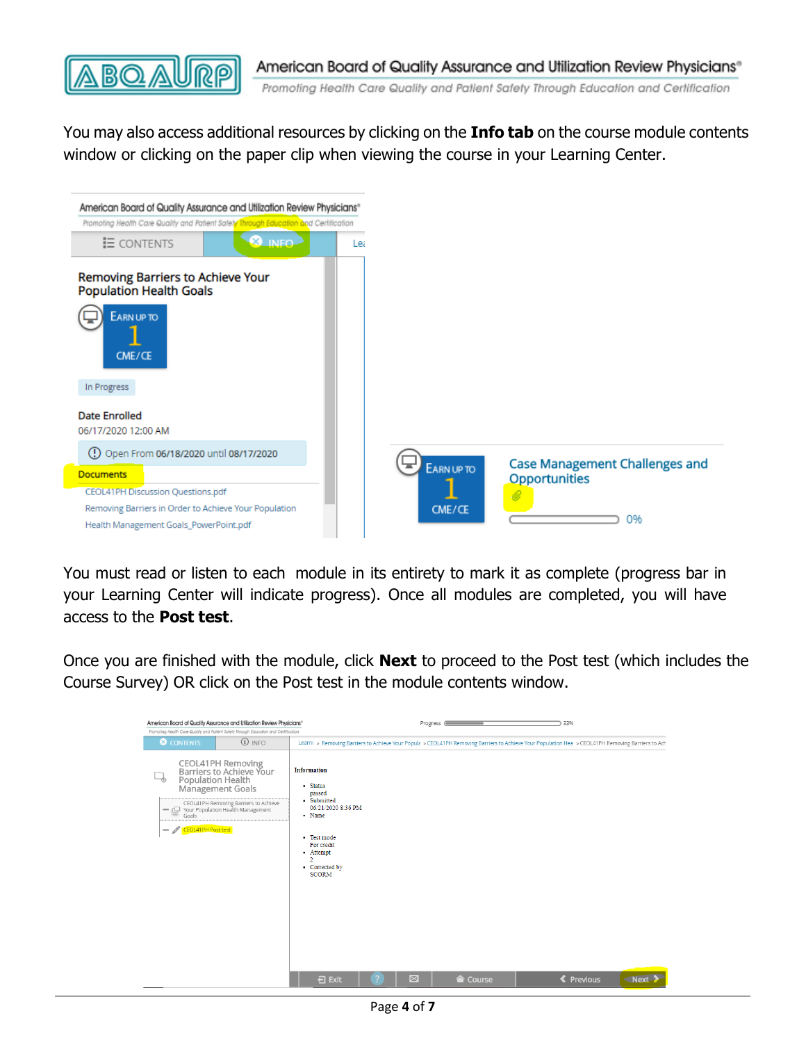You may also access additional resources by clicking on the **Info tab** on the course module contents window or clicking on the paper clip when viewing the course in your Learning Center.

You must read or listen to each module in its entirety to mark it as complete (progress bar in your Learning Center will indicate progress). Once all modules are completed, you will have access to the **Post test**.

Once you are finished with the module, click **Next** to proceed to the Post test (which includes the Course Survey) OR click on the Post test in the module contents window.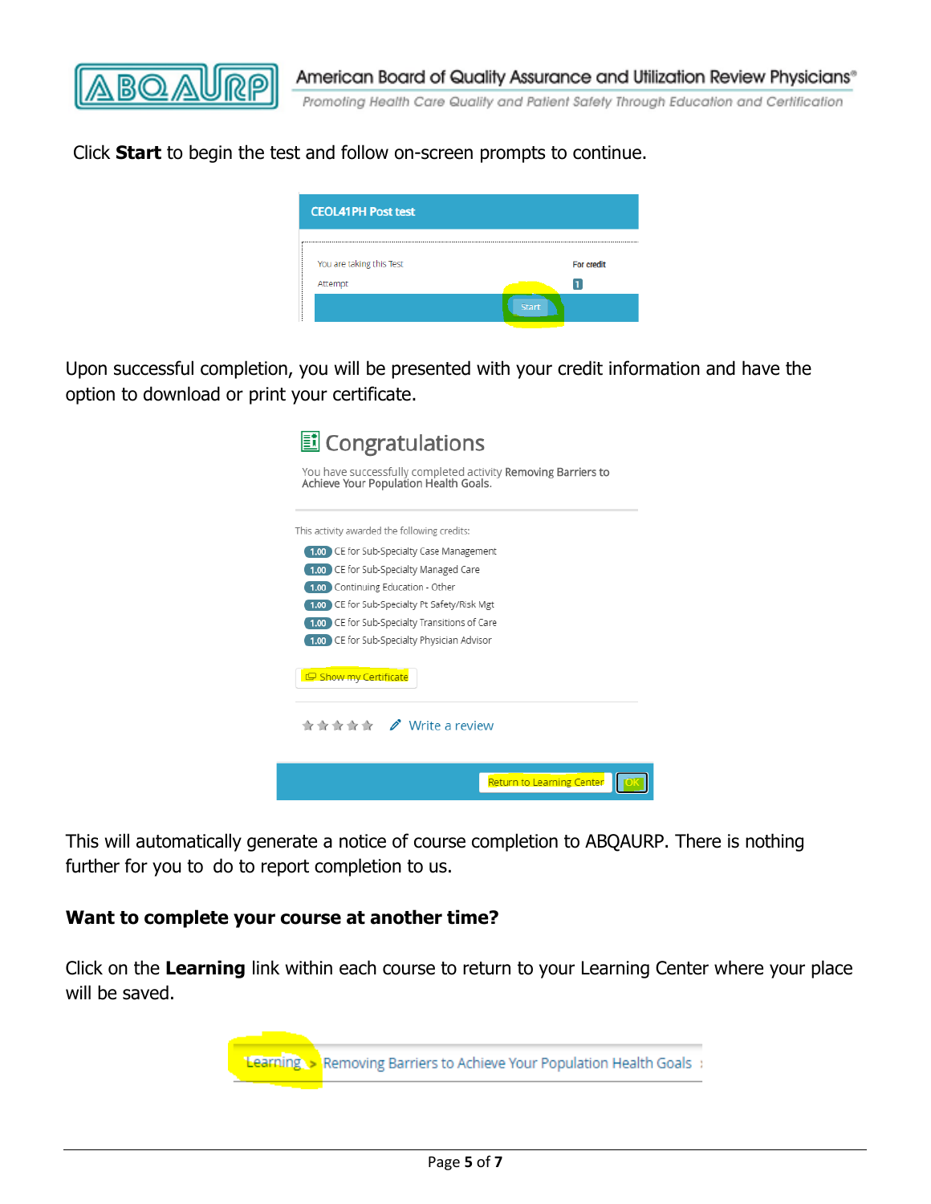Click **Start** to begin the test and follow on-screen prompts to continue.

Upon successful completion, you will be presented with your credit information and have the option to download or print your certificate.

This will automatically generate a notice of course completion to ABQAURP. There is nothing further for you to do to report completion to us.

### Want to complete your course at another time?

Click on the **Learning** link within each course to return to your Learning Center where your place will be saved.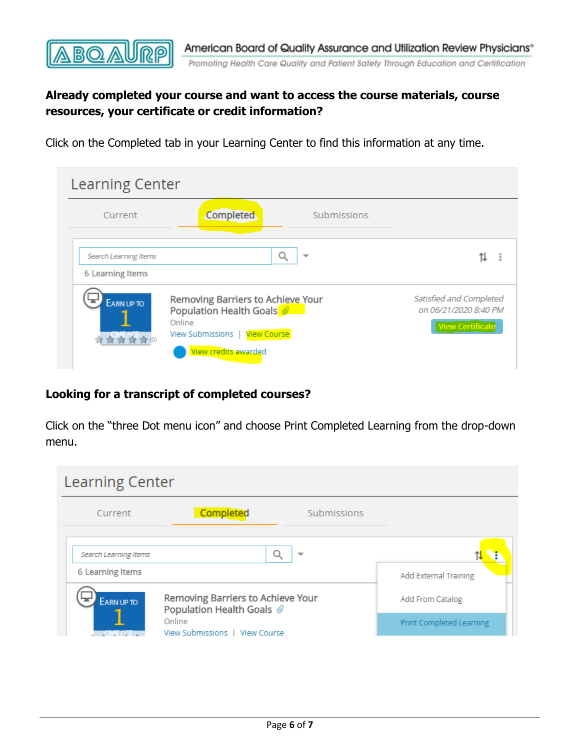**Already completed your course and want to access the course materials, course resources, your certificate or credit information?**

Click on the Completed tab in your Learning Center to find this information at any time.

Learning Center

Current | Completed | Submissions

Search Learning Items

6 Learning Items

EARN UP TO 1 CME/CE

Removing Barriers to Achieve Your Population Health Goals

Online

View Submissions | View Course

View credits awarded

Satisfied and Completed on 06/21/2020 8:40 PM

View Certificate

**Looking for a transcript of completed courses?**

Click on the "three Dot menu icon" and choose Print Completed Learning from the drop-down menu.

Learning Center

Current | Completed | Submissions

Search Learning Items

6 Learning Items

Add External Training

Add From Catalog

Print Completed Learning

EARN UP TO 1 CME/CE

Removing Barriers to Achieve Your Population Health Goals

Online

View Submissions | View Course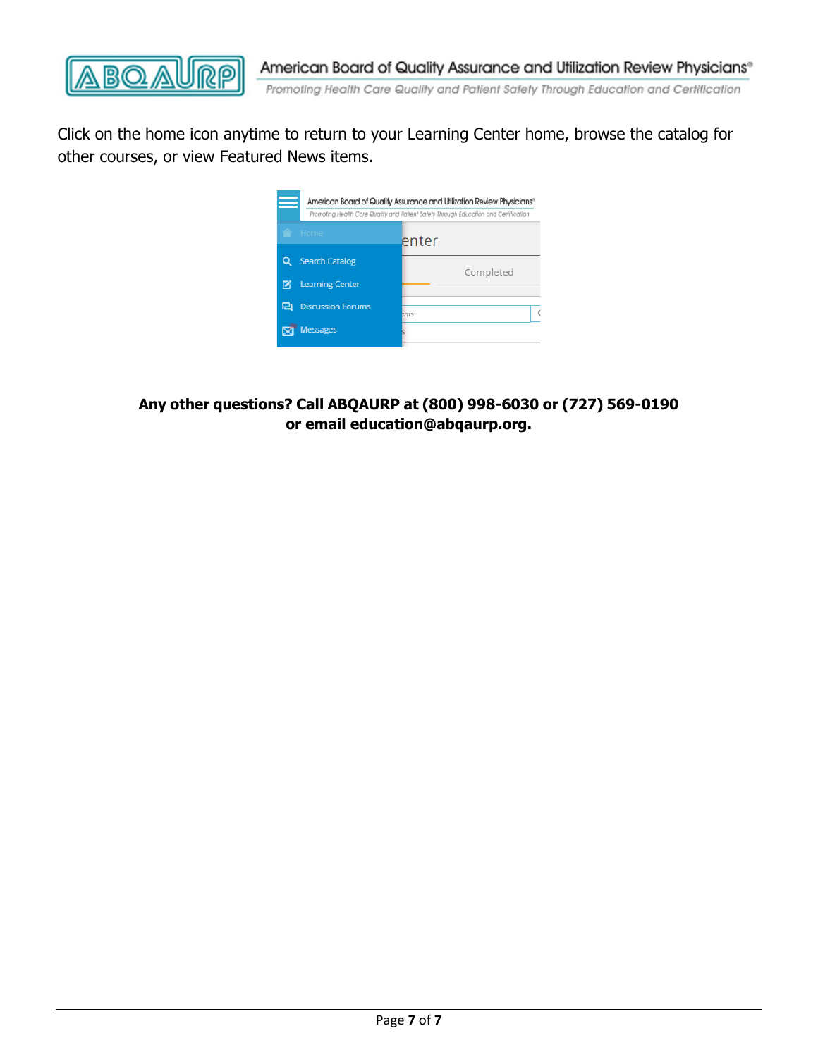Click on the home icon anytime to return to your Learning Center home, browse the catalog for other courses, or view Featured News items.

**Any other questions? Call ABQAURP at (800) 998-6030 or (727) 569-0190 or email education@abqaurp.org.**